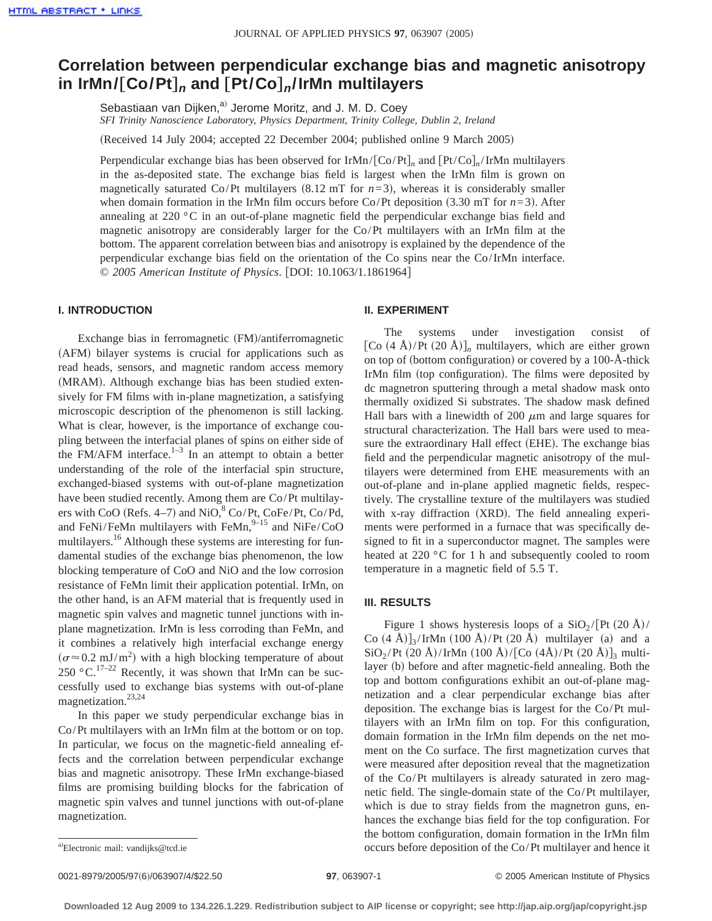# Correlation between perpendicular exchange bias and magnetic anisotropy in IrMn/[Co/Pt]$_n$ and [Pt/Co]$_n$/IrMn multilayers

Sebastiaan van Dijken,[a] Jerome Moritz, and J. M. D. Coey

*SFI Trinity Nanoscience Laboratory, Physics Department, Trinity College, Dublin 2, Ireland*

(Received 14 July 2004; accepted 22 December 2004; published online 9 March 2005)

Perpendicular exchange bias has been observed for IrMn/[Co/Pt]$_n$ and [Pt/Co]$_n$/IrMn multilayers in the as-deposited state. The exchange bias field is largest when the IrMn film is grown on magnetically saturated Co/Pt multilayers (8.12 mT for $n=3$), whereas it is considerably smaller when domain formation in the IrMn film occurs before Co/Pt deposition (3.30 mT for $n=3$). After annealing at 220 °C in an out-of-plane magnetic field the perpendicular exchange bias field and magnetic anisotropy are considerably larger for the Co/Pt multilayers with an IrMn film at the bottom. The apparent correlation between bias and anisotropy is explained by the dependence of the perpendicular exchange bias field on the orientation of the Co spins near the Co/IrMn interface. © *2005 American Institute of Physics*. [DOI: 10.1063/1.1861964]

## I. INTRODUCTION

Exchange bias in ferromagnetic (FM)/antiferromagnetic (AFM) bilayer systems is crucial for applications such as read heads, sensors, and magnetic random access memory (MRAM). Although exchange bias has been studied extensively for FM films with in-plane magnetization, a satisfying microscopic description of the phenomenon is still lacking. What is clear, however, is the importance of exchange coupling between the interfacial planes of spins on either side of the FM/AFM interface.[1–3] In an attempt to obtain a better understanding of the role of the interfacial spin structure, exchanged-biased systems with out-of-plane magnetization have been studied recently. Among them are Co/Pt multilayers with CoO (Refs. 4–7) and NiO,[8] Co/Pt, CoFe/Pt, Co/Pd, and FeNi/FeMn multilayers with FeMn,[9–15] and NiFe/CoO multilayers.[16] Although these systems are interesting for fundamental studies of the exchange bias phenomenon, the low blocking temperature of CoO and NiO and the low corrosion resistance of FeMn limit their application potential. IrMn, on the other hand, is an AFM material that is frequently used in magnetic spin valves and magnetic tunnel junctions with in-plane magnetization. IrMn is less corroding than FeMn, and it combines a relatively high interfacial exchange energy ($\sigma \approx 0.2$ mJ/m$^2$) with a high blocking temperature of about 250 °C.[17–22] Recently, it was shown that IrMn can be successfully used to exchange bias systems with out-of-plane magnetization.[23,24]

In this paper we study perpendicular exchange bias in Co/Pt multilayers with an IrMn film at the bottom or on top. In particular, we focus on the magnetic-field annealing effects and the correlation between perpendicular exchange bias and magnetic anisotropy. These IrMn exchange-biased films are promising building blocks for the fabrication of magnetic spin valves and tunnel junctions with out-of-plane magnetization.

## II. EXPERIMENT

The systems under investigation consist of [Co (4 Å)/Pt (20 Å)]$_n$ multilayers, which are either grown on top of (bottom configuration) or covered by a 100-Å-thick IrMn film (top configuration). The films were deposited by dc magnetron sputtering through a metal shadow mask onto thermally oxidized Si substrates. The shadow mask defined Hall bars with a linewidth of 200 $\mu$m and large squares for structural characterization. The Hall bars were used to measure the extraordinary Hall effect (EHE). The exchange bias field and the perpendicular magnetic anisotropy of the multilayers were determined from EHE measurements with an out-of-plane and in-plane applied magnetic fields, respectively. The crystalline texture of the multilayers was studied with x-ray diffraction (XRD). The field annealing experiments were performed in a furnace that was specifically designed to fit in a superconductor magnet. The samples were heated at 220 °C for 1 h and subsequently cooled to room temperature in a magnetic field of 5.5 T.

## III. RESULTS

Figure 1 shows hysteresis loops of a $SiO_2$/[Pt (20 Å)/Co (4 Å)]$_3$/IrMn (100 Å)/Pt (20 Å) multilayer (a) and a $SiO_2$/Pt (20 Å)/IrMn (100 Å)/[Co (4Å)/Pt (20 Å)]$_3$ multilayer (b) before and after magnetic-field annealing. Both the top and bottom configurations exhibit an out-of-plane magnetization and a clear perpendicular exchange bias after deposition. The exchange bias is largest for the Co/Pt multilayers with an IrMn film on top. For this configuration, domain formation in the IrMn film depends on the net moment on the Co surface. The first magnetization curves that were measured after deposition reveal that the magnetization of the Co/Pt multilayers is already saturated in zero magnetic field. The single-domain state of the Co/Pt multilayer, which is due to stray fields from the magnetron guns, enhances the exchange bias field for the top configuration. For the bottom configuration, domain formation in the IrMn film occurs before deposition of the Co/Pt multilayer and hence it

[a]Electronic mail: vandijks@tcd.ie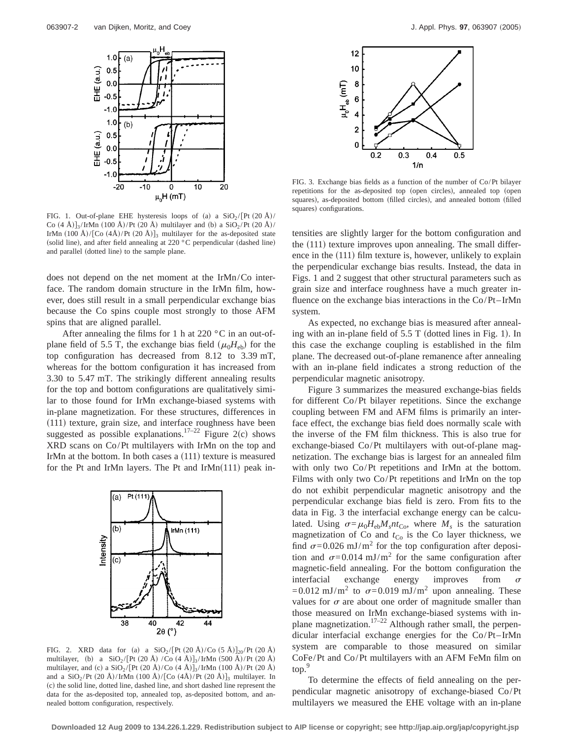FIG. 1. Out-of-plane EHE hysteresis loops of (a) a $SiO_2$/[Pt (20 Å)/Co (4 Å)]$_3$/IrMn (100 Å)/Pt (20 Å) multilayer and (b) a $SiO_2$/Pt (20 Å)/IrMn (100 Å)/[Co (4Å)/Pt (20 Å)]$_3$ multilayer for the as-deposited state (solid line), and after field annealing at 220 °C perpendicular (dashed line) and parallel (dotted line) to the sample plane.

does not depend on the net moment at the IrMn/Co interface. The random domain structure in the IrMn film, however, does still result in a small perpendicular exchange bias because the Co spins couple most strongly to those AFM spins that are aligned parallel.

After annealing the films for 1 h at 220 °C in an out-of-plane field of 5.5 T, the exchange bias field ($\mu_0 H_{eb}$) for the top configuration has decreased from 8.12 to 3.39 mT, whereas for the bottom configuration it has increased from 3.30 to 5.47 mT. The strikingly different annealing results for the top and bottom configurations are qualitatively similar to those found for IrMn exchange-biased systems with in-plane magnetization. For these structures, differences in (111) texture, grain size, and interface roughness have been suggested as possible explanations.[17–22] Figure 2(c) shows XRD scans on Co/Pt multilayers with IrMn on the top and IrMn at the bottom. In both cases a (111) texture is measured for the Pt and IrMn layers. The Pt and IrMn(111) peak intensities are slightly larger for the bottom configuration and the (111) texture improves upon annealing. The small difference in the (111) film texture is, however, unlikely to explain the perpendicular exchange bias results. Instead, the data in Figs. 1 and 2 suggest that other structural parameters such as grain size and interface roughness have a much greater influence on the exchange bias interactions in the Co/Pt–IrMn system.

FIG. 2. XRD data for (a) a $SiO_2$/[Pt (20 Å)/Co (5 Å)]$_{20}$/Pt (20 Å) multilayer, (b) a $SiO_2$/[Pt (20 Å) /Co (4 Å)]$_3$/IrMn (500 Å)/Pt (20 Å) multilayer, and (c) a $SiO_2$/[Pt (20 Å)/Co (4 Å)]$_3$/IrMn (100 Å)/Pt (20 Å) and a $SiO_2$/Pt (20 Å)/IrMn (100 Å)/[Co (4Å)/Pt (20 Å)]$_3$ multilayer. In (c) the solid line, dotted line, dashed line, and short dashed line represent the data for the as-deposited top, annealed top, as-deposited bottom, and annealed bottom configuration, respectively.

FIG. 3. Exchange bias fields as a function of the number of Co/Pt bilayer repetitions for the as-deposited top (open circles), annealed top (open squares), as-deposited bottom (filled circles), and annealed bottom (filled squares) configurations.

As expected, no exchange bias is measured after annealing with an in-plane field of 5.5 T (dotted lines in Fig. 1). In this case the exchange coupling is established in the film plane. The decreased out-of-plane remanence after annealing with an in-plane field indicates a strong reduction of the perpendicular magnetic anisotropy.

Figure 3 summarizes the measured exchange-bias fields for different Co/Pt bilayer repetitions. Since the exchange coupling between FM and AFM films is primarily an interface effect, the exchange bias field does normally scale with the inverse of the FM film thickness. This is also true for exchange-biased Co/Pt multilayers with out-of-plane magnetization. The exchange bias is largest for an annealed film with only two Co/Pt repetitions and IrMn at the bottom. Films with only two Co/Pt repetitions and IrMn on the top do not exhibit perpendicular magnetic anisotropy and the perpendicular exchange bias field is zero. From fits to the data in Fig. 3 the interfacial exchange energy can be calculated. Using $\sigma = \mu_0 H_{eb} M_s n t_{Co}$, where $M_s$ is the saturation magnetization of Co and $t_{Co}$ is the Co layer thickness, we find $\sigma = 0.026$ mJ/m$^2$ for the top configuration after deposition and $\sigma = 0.014$ mJ/m$^2$ for the same configuration after magnetic-field annealing. For the bottom configuration the interfacial exchange energy improves from $\sigma = 0.012$ mJ/m$^2$ to $\sigma = 0.019$ mJ/m$^2$ upon annealing. These values for $\sigma$ are about one order of magnitude smaller than those measured on IrMn exchange-biased systems with in-plane magnetization.[17–22] Although rather small, the perpendicular interfacial exchange energies for the Co/Pt–IrMn system are comparable to those measured on similar CoFe/Pt and Co/Pt multilayers with an AFM FeMn film on top.[9]

To determine the effects of field annealing on the perpendicular magnetic anisotropy of exchange-biased Co/Pt multilayers we measured the EHE voltage with an in-plane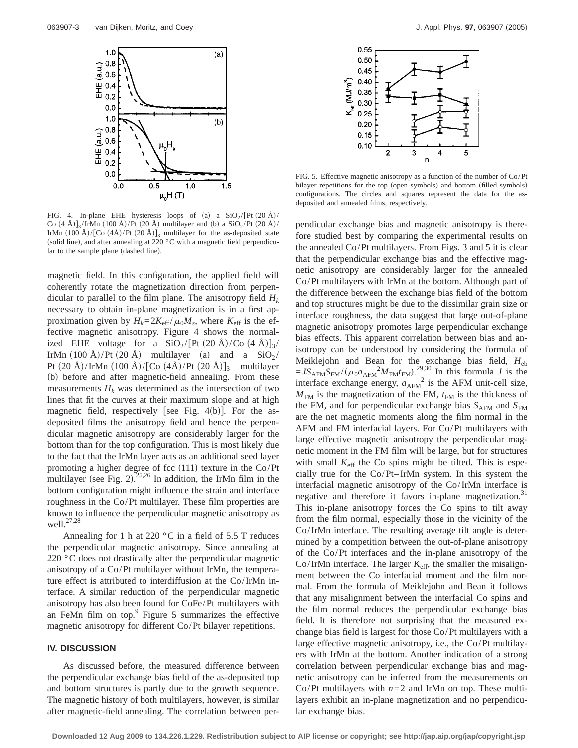FIG. 4. In-plane EHE hysteresis loops of (a) a $SiO_2$/[Pt (20 Å)/Co (4 Å)]$_3$/IrMn (100 Å)/Pt (20 Å) multilayer and (b) a $SiO_2$/Pt (20 Å)/IrMn (100 Å)/[Co (4Å)/Pt (20 Å)]$_3$ multilayer for the as-deposited state (solid line), and after annealing at 220 °C with a magnetic field perpendicular to the sample plane (dashed line).

magnetic field. In this configuration, the applied field will coherently rotate the magnetization direction from perpendicular to parallel to the film plane. The anisotropy field $H_k$ necessary to obtain in-plane magnetization is in a first approximation given by $H_k = 2K_{\mathrm{eff}}/\mu_0 M_s$, where $K_{\mathrm{eff}}$ is the effective magnetic anisotropy. Figure 4 shows the normalized EHE voltage for a $SiO_2$/[Pt (20 Å)/Co (4 Å)]$_3$/IrMn (100 Å)/Pt (20 Å) multilayer (a) and a $SiO_2$/Pt (20 Å)/IrMn (100 Å)/[Co (4Å)/Pt (20 Å)]$_3$ multilayer (b) before and after magnetic-field annealing. From these measurements $H_k$ was determined as the intersection of two lines that fit the curves at their maximum slope and at high magnetic field, respectively [see Fig. 4(b)]. For the as-deposited films the anisotropy field and hence the perpendicular magnetic anisotropy are considerably larger for the bottom than for the top configuration. This is most likely due to the fact that the IrMn layer acts as an additional seed layer promoting a higher degree of fcc (111) texture in the Co/Pt multilayer (see Fig. 2).[25,26] In addition, the IrMn film in the bottom configuration might influence the strain and interface roughness in the Co/Pt multilayer. These film properties are known to influence the perpendicular magnetic anisotropy as well.[27,28]

Annealing for 1 h at 220 °C in a field of 5.5 T reduces the perpendicular magnetic anisotropy. Since annealing at 220 °C does not drastically alter the perpendicular magnetic anisotropy of a Co/Pt multilayer without IrMn, the temperature effect is attributed to interdiffusion at the Co/IrMn interface. A similar reduction of the perpendicular magnetic anisotropy has also been found for CoFe/Pt multilayers with an FeMn film on top.[9] Figure 5 summarizes the effective magnetic anisotropy for different Co/Pt bilayer repetitions.

## IV. DISCUSSION

As discussed before, the measured difference between the perpendicular exchange bias field of the as-deposited top and bottom structures is partly due to the growth sequence. The magnetic history of both multilayers, however, is similar after magnetic-field annealing. The correlation between perpendicular exchange bias and magnetic anisotropy is therefore studied best by comparing the experimental results on the annealed Co/Pt multilayers. From Figs. 3 and 5 it is clear that the perpendicular exchange bias and the effective magnetic anisotropy are considerably larger for the annealed Co/Pt multilayers with IrMn at the bottom. Although part of the difference between the exchange bias field of the bottom and top structures might be due to the dissimilar grain size or interface roughness, the data suggest that large out-of-plane magnetic anisotropy promotes large perpendicular exchange bias effects. This apparent correlation between bias and anisotropy can be understood by considering the formula of Meiklejohn and Bean for the exchange bias field, $H_{\mathrm{eb}} = JS_{\mathrm{AFM}}S_{\mathrm{FM}}/(\mu_0 a_{\mathrm{AFM}}^2 M_{\mathrm{FM}} t_{\mathrm{FM}})$.[29,30] In this formula $J$ is the interface exchange energy, $a_{\mathrm{AFM}}^2$ is the AFM unit-cell size, $M_{\mathrm{FM}}$ is the magnetization of the FM, $t_{\mathrm{FM}}$ is the thickness of the FM, and for perpendicular exchange bias $S_{\mathrm{AFM}}$ and $S_{\mathrm{FM}}$ are the net magnetic moments along the film normal in the AFM and FM interfacial layers. For Co/Pt multilayers with large effective magnetic anisotropy the perpendicular magnetic moment in the FM film will be large, but for structures with small $K_{\mathrm{eff}}$ the Co spins might be tilted. This is especially true for the Co/Pt–IrMn system. In this system the interfacial magnetic anisotropy of the Co/IrMn interface is negative and therefore it favors in-plane magnetization.[31] This in-plane anisotropy forces the Co spins to tilt away from the film normal, especially those in the vicinity of the Co/IrMn interface. The resulting average tilt angle is determined by a competition between the out-of-plane anisotropy of the Co/Pt interfaces and the in-plane anisotropy of the Co/IrMn interface. The larger $K_{\mathrm{eff}}$, the smaller the misalignment between the Co interfacial moment and the film normal. From the formula of Meiklejohn and Bean it follows that any misalignment between the interfacial Co spins and the film normal reduces the perpendicular exchange bias field. It is therefore not surprising that the measured exchange bias field is largest for those Co/Pt multilayers with a large effective magnetic anisotropy, i.e., the Co/Pt multilayers with IrMn at the bottom. Another indication of a strong correlation between perpendicular exchange bias and magnetic anisotropy can be inferred from the measurements on Co/Pt multilayers with $n=2$ and IrMn on top. These multilayers exhibit an in-plane magnetization and no perpendicular exchange bias.

FIG. 5. Effective magnetic anisotropy as a function of the number of Co/Pt bilayer repetitions for the top (open symbols) and bottom (filled symbols) configurations. The circles and squares represent the data for the as-deposited and annealed films, respectively.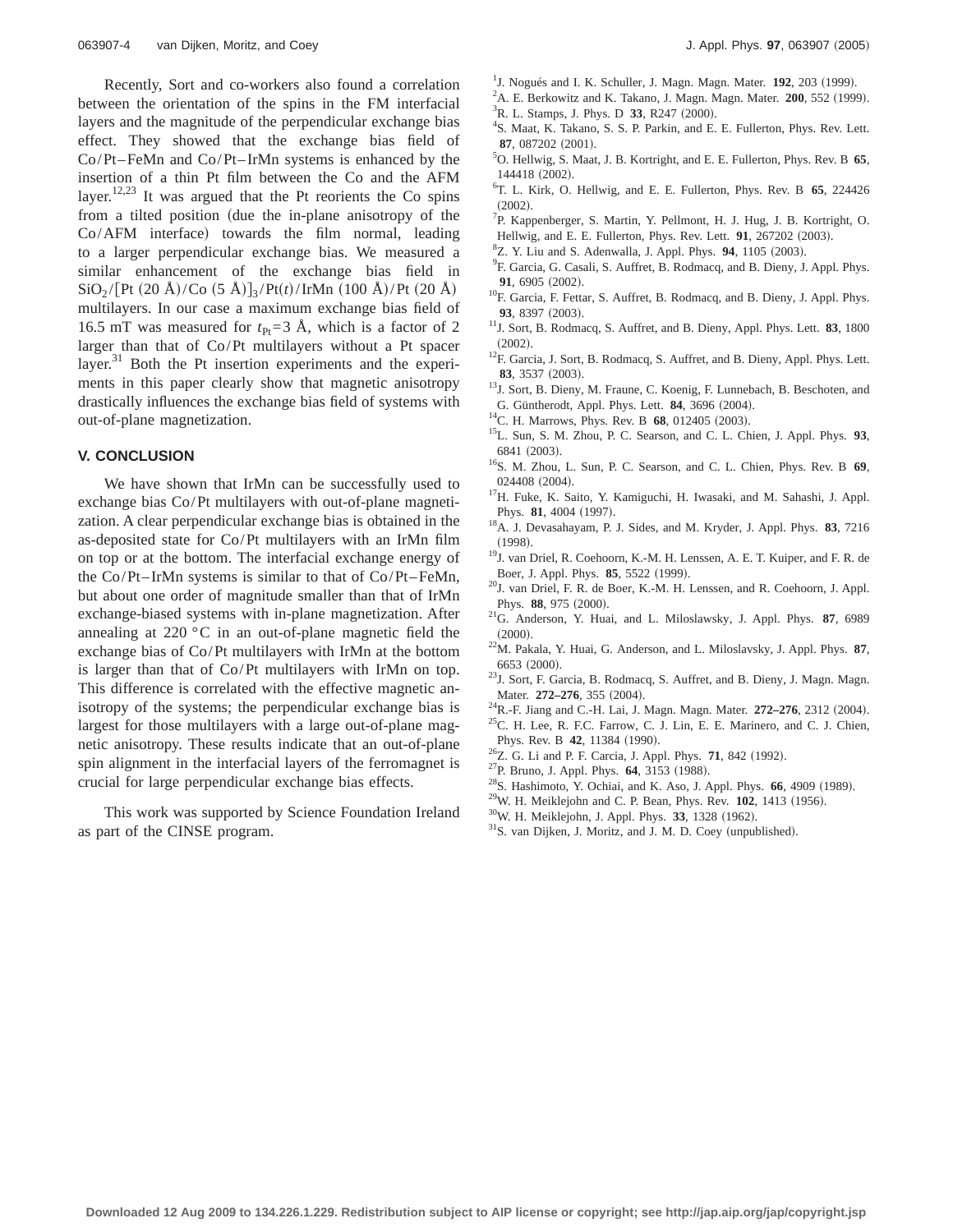Recently, Sort and co-workers also found a correlation between the orientation of the spins in the FM interfacial layers and the magnitude of the perpendicular exchange bias effect. They showed that the exchange bias field of Co/Pt–FeMn and Co/Pt–IrMn systems is enhanced by the insertion of a thin Pt film between the Co and the AFM layer.[12,23] It was argued that the Pt reorients the Co spins from a tilted position (due the in-plane anisotropy of the Co/AFM interface) towards the film normal, leading to a larger perpendicular exchange bias. We measured a similar enhancement of the exchange bias field in $SiO_2$/[Pt (20 Å)/Co (5 Å)]$_3$/Pt($t$)/IrMn (100 Å)/Pt (20 Å) multilayers. In our case a maximum exchange bias field of 16.5 mT was measured for $t_{Pt}=3$ Å, which is a factor of 2 larger than that of Co/Pt multilayers without a Pt spacer layer.[31] Both the Pt insertion experiments and the experiments in this paper clearly show that magnetic anisotropy drastically influences the exchange bias field of systems with out-of-plane magnetization.

## V. CONCLUSION

We have shown that IrMn can be successfully used to exchange bias Co/Pt multilayers with out-of-plane magnetization. A clear perpendicular exchange bias is obtained in the as-deposited state for Co/Pt multilayers with an IrMn film on top or at the bottom. The interfacial exchange energy of the Co/Pt–IrMn systems is similar to that of Co/Pt–FeMn, but about one order of magnitude smaller than that of IrMn exchange-biased systems with in-plane magnetization. After annealing at 220 °C in an out-of-plane magnetic field the exchange bias of Co/Pt multilayers with IrMn at the bottom is larger than that of Co/Pt multilayers with IrMn on top. This difference is correlated with the effective magnetic anisotropy of the systems; the perpendicular exchange bias is largest for those multilayers with a large out-of-plane magnetic anisotropy. These results indicate that an out-of-plane spin alignment in the interfacial layers of the ferromagnet is crucial for large perpendicular exchange bias effects.

This work was supported by Science Foundation Ireland as part of the CINSE program.

[1] J. Nogués and I. K. Schuller, J. Magn. Magn. Mater. **192**, 203 (1999).
[2] A. E. Berkowitz and K. Takano, J. Magn. Magn. Mater. **200**, 552 (1999).
[3] R. L. Stamps, J. Phys. D **33**, R247 (2000).
[4] S. Maat, K. Takano, S. S. P. Parkin, and E. E. Fullerton, Phys. Rev. Lett. **87**, 087202 (2001).
[5] O. Hellwig, S. Maat, J. B. Kortright, and E. E. Fullerton, Phys. Rev. B **65**, 144418 (2002).
[6] T. L. Kirk, O. Hellwig, and E. E. Fullerton, Phys. Rev. B **65**, 224426 (2002).
[7] P. Kappenberger, S. Martin, Y. Pellmont, H. J. Hug, J. B. Kortright, O. Hellwig, and E. E. Fullerton, Phys. Rev. Lett. **91**, 267202 (2003).
[8] Z. Y. Liu and S. Adenwalla, J. Appl. Phys. **94**, 1105 (2003).
[9] F. Garcia, G. Casali, S. Auffret, B. Rodmacq, and B. Dieny, J. Appl. Phys. **91**, 6905 (2002).
[10] F. Garcia, F. Fettar, S. Auffret, B. Rodmacq, and B. Dieny, J. Appl. Phys. **93**, 8397 (2003).
[11] J. Sort, B. Rodmacq, S. Auffret, and B. Dieny, Appl. Phys. Lett. **83**, 1800 (2002).
[12] F. Garcia, J. Sort, B. Rodmacq, S. Auffret, and B. Dieny, Appl. Phys. Lett. **83**, 3537 (2003).
[13] J. Sort, B. Dieny, M. Fraune, C. Koenig, F. Lunnebach, B. Beschoten, and G. Güntherodt, Appl. Phys. Lett. **84**, 3696 (2004).
[14] C. H. Marrows, Phys. Rev. B **68**, 012405 (2003).
[15] L. Sun, S. M. Zhou, P. C. Searson, and C. L. Chien, J. Appl. Phys. **93**, 6841 (2003).
[16] S. M. Zhou, L. Sun, P. C. Searson, and C. L. Chien, Phys. Rev. B **69**, 024408 (2004).
[17] H. Fuke, K. Saito, Y. Kamiguchi, H. Iwasaki, and M. Sahashi, J. Appl. Phys. **81**, 4004 (1997).
[18] A. J. Devasahayam, P. J. Sides, and M. Kryder, J. Appl. Phys. **83**, 7216 (1998).
[19] J. van Driel, R. Coehoorn, K.-M. H. Lenssen, A. E. T. Kuiper, and F. R. de Boer, J. Appl. Phys. **85**, 5522 (1999).
[20] J. van Driel, F. R. de Boer, K.-M. H. Lenssen, and R. Coehoorn, J. Appl. Phys. **88**, 975 (2000).
[21] G. Anderson, Y. Huai, and L. Miloslawsky, J. Appl. Phys. **87**, 6989 (2000).
[22] M. Pakala, Y. Huai, G. Anderson, and L. Miloslavsky, J. Appl. Phys. **87**, 6653 (2000).
[23] J. Sort, F. Garcia, B. Rodmacq, S. Auffret, and B. Dieny, J. Magn. Magn. Mater. **272–276**, 355 (2004).
[24] R.-F. Jiang and C.-H. Lai, J. Magn. Magn. Mater. **272–276**, 2312 (2004).
[25] C. H. Lee, R. F.C. Farrow, C. J. Lin, E. E. Marinero, and C. J. Chien, Phys. Rev. B **42**, 11384 (1990).
[26] Z. G. Li and P. F. Carcia, J. Appl. Phys. **71**, 842 (1992).
[27] P. Bruno, J. Appl. Phys. **64**, 3153 (1988).
[28] S. Hashimoto, Y. Ochiai, and K. Aso, J. Appl. Phys. **66**, 4909 (1989).
[29] W. H. Meiklejohn and C. P. Bean, Phys. Rev. **102**, 1413 (1956).
[30] W. H. Meiklejohn, J. Appl. Phys. **33**, 1328 (1962).
[31] S. van Dijken, J. Moritz, and J. M. D. Coey (unpublished).